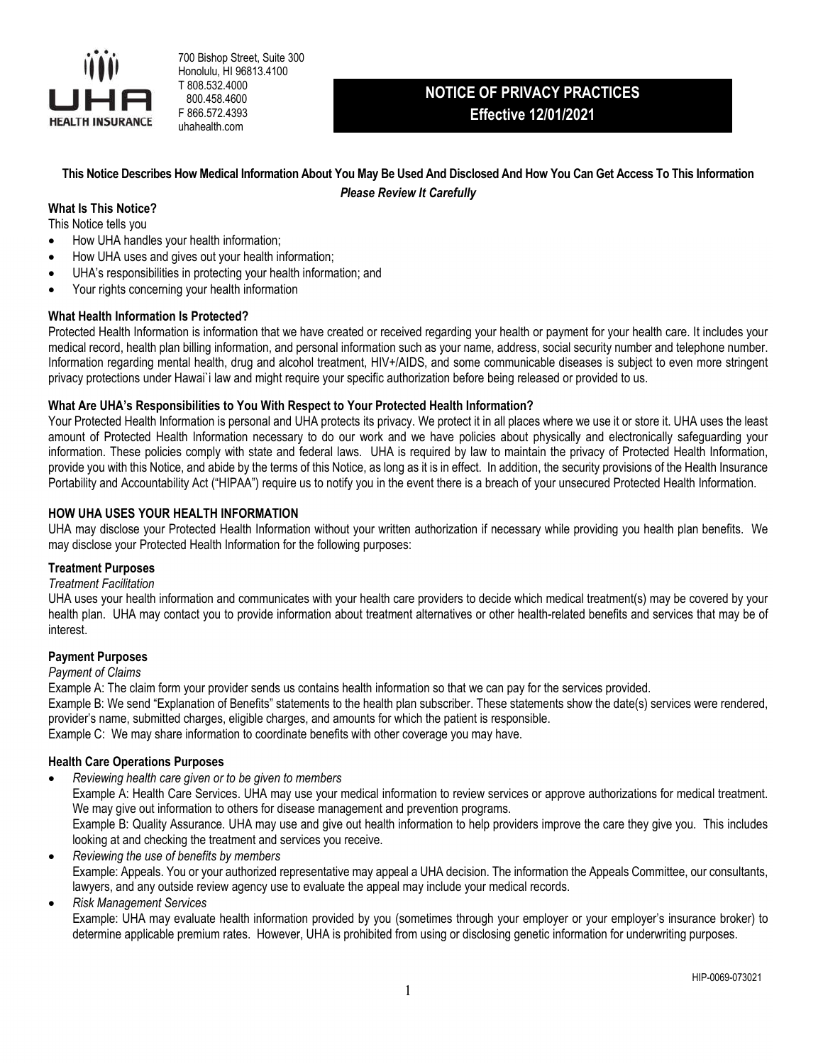UHA HEALTH INSURANCE

700 Bishop Street, Suite 300
Honolulu, HI 96813.4100
T 808.532.4000
800.458.4600
F 866.572.4393
uhahealth.com

# NOTICE OF PRIVACY PRACTICES
## Effective 12/01/2021

**This Notice Describes How Medical Information About You May Be Used And Disclosed And How You Can Get Access To This Information**

***Please Review It Carefully***

### What Is This Notice?

This Notice tells you

- How UHA handles your health information;
- How UHA uses and gives out your health information;
- UHA's responsibilities in protecting your health information; and
- Your rights concerning your health information

### What Health Information Is Protected?

Protected Health Information is information that we have created or received regarding your health or payment for your health care. It includes your medical record, health plan billing information, and personal information such as your name, address, social security number and telephone number. Information regarding mental health, drug and alcohol treatment, HIV+/AIDS, and some communicable diseases is subject to even more stringent privacy protections under Hawai`i law and might require your specific authorization before being released or provided to us.

### What Are UHA's Responsibilities to You With Respect to Your Protected Health Information?

Your Protected Health Information is personal and UHA protects its privacy. We protect it in all places where we use it or store it. UHA uses the least amount of Protected Health Information necessary to do our work and we have policies about physically and electronically safeguarding your information. These policies comply with state and federal laws. UHA is required by law to maintain the privacy of Protected Health Information, provide you with this Notice, and abide by the terms of this Notice, as long as it is in effect. In addition, the security provisions of the Health Insurance Portability and Accountability Act ("HIPAA") require us to notify you in the event there is a breach of your unsecured Protected Health Information.

### HOW UHA USES YOUR HEALTH INFORMATION

UHA may disclose your Protected Health Information without your written authorization if necessary while providing you health plan benefits. We may disclose your Protected Health Information for the following purposes:

#### Treatment Purposes

*Treatment Facilitation*

UHA uses your health information and communicates with your health care providers to decide which medical treatment(s) may be covered by your health plan. UHA may contact you to provide information about treatment alternatives or other health-related benefits and services that may be of interest.

#### Payment Purposes

*Payment of Claims*

Example A: The claim form your provider sends us contains health information so that we can pay for the services provided.

Example B: We send "Explanation of Benefits" statements to the health plan subscriber. These statements show the date(s) services were rendered, provider's name, submitted charges, eligible charges, and amounts for which the patient is responsible.

Example C: We may share information to coordinate benefits with other coverage you may have.

#### Health Care Operations Purposes

- *Reviewing health care given or to be given to members*

  Example A: Health Care Services. UHA may use your medical information to review services or approve authorizations for medical treatment. We may give out information to others for disease management and prevention programs.

  Example B: Quality Assurance. UHA may use and give out health information to help providers improve the care they give you. This includes looking at and checking the treatment and services you receive.

- *Reviewing the use of benefits by members*

  Example: Appeals. You or your authorized representative may appeal a UHA decision. The information the Appeals Committee, our consultants, lawyers, and any outside review agency use to evaluate the appeal may include your medical records.

- *Risk Management Services*

  Example: UHA may evaluate health information provided by you (sometimes through your employer or your employer's insurance broker) to determine applicable premium rates. However, UHA is prohibited from using or disclosing genetic information for underwriting purposes.

HIP-0069-073021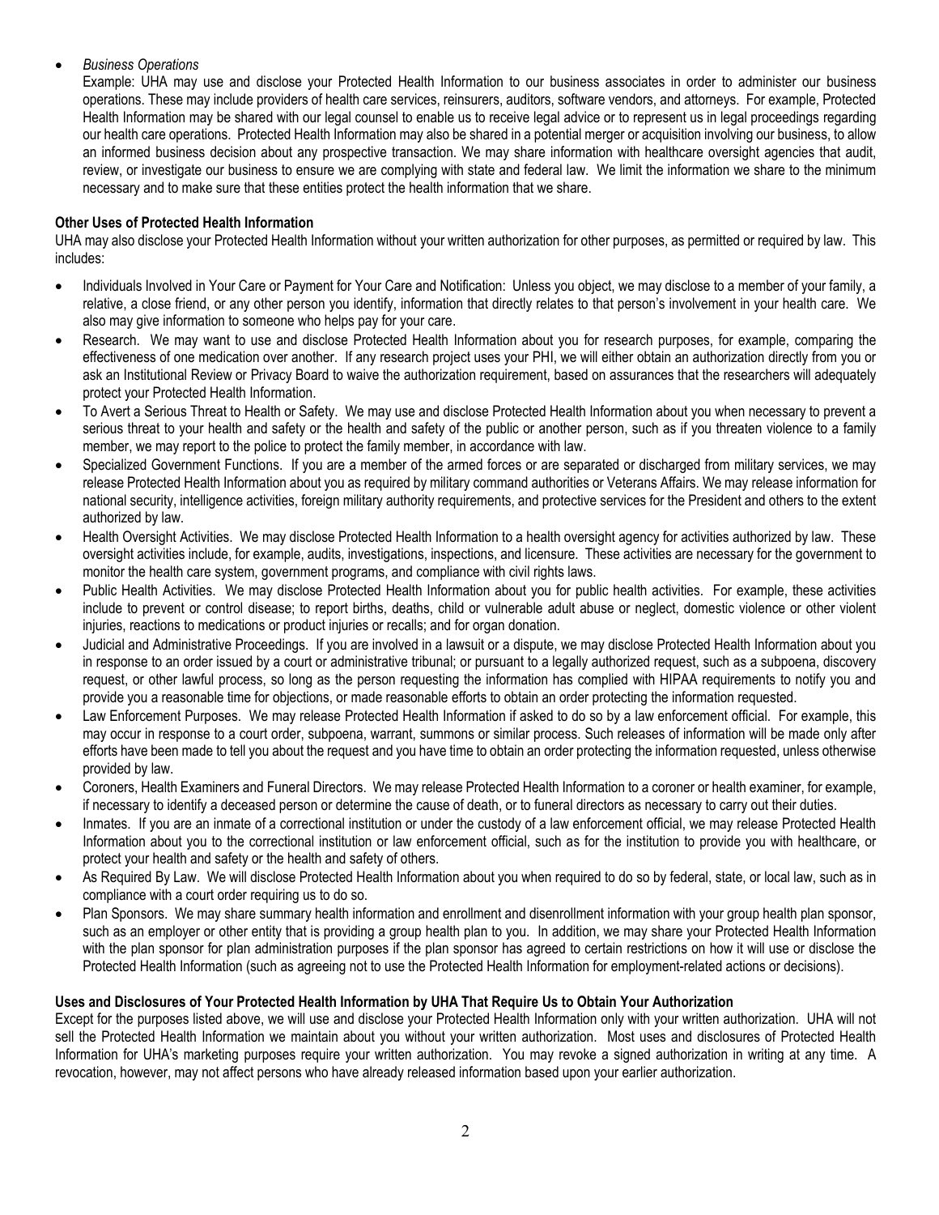- *Business Operations*

  Example: UHA may use and disclose your Protected Health Information to our business associates in order to administer our business operations. These may include providers of health care services, reinsurers, auditors, software vendors, and attorneys. For example, Protected Health Information may be shared with our legal counsel to enable us to receive legal advice or to represent us in legal proceedings regarding our health care operations. Protected Health Information may also be shared in a potential merger or acquisition involving our business, to allow an informed business decision about any prospective transaction. We may share information with healthcare oversight agencies that audit, review, or investigate our business to ensure we are complying with state and federal law. We limit the information we share to the minimum necessary and to make sure that these entities protect the health information that we share.

**Other Uses of Protected Health Information**

UHA may also disclose your Protected Health Information without your written authorization for other purposes, as permitted or required by law. This includes:

- Individuals Involved in Your Care or Payment for Your Care and Notification: Unless you object, we may disclose to a member of your family, a relative, a close friend, or any other person you identify, information that directly relates to that person's involvement in your health care. We also may give information to someone who helps pay for your care.
- Research. We may want to use and disclose Protected Health Information about you for research purposes, for example, comparing the effectiveness of one medication over another. If any research project uses your PHI, we will either obtain an authorization directly from you or ask an Institutional Review or Privacy Board to waive the authorization requirement, based on assurances that the researchers will adequately protect your Protected Health Information.
- To Avert a Serious Threat to Health or Safety. We may use and disclose Protected Health Information about you when necessary to prevent a serious threat to your health and safety or the health and safety of the public or another person, such as if you threaten violence to a family member, we may report to the police to protect the family member, in accordance with law.
- Specialized Government Functions. If you are a member of the armed forces or are separated or discharged from military services, we may release Protected Health Information about you as required by military command authorities or Veterans Affairs. We may release information for national security, intelligence activities, foreign military authority requirements, and protective services for the President and others to the extent authorized by law.
- Health Oversight Activities. We may disclose Protected Health Information to a health oversight agency for activities authorized by law. These oversight activities include, for example, audits, investigations, inspections, and licensure. These activities are necessary for the government to monitor the health care system, government programs, and compliance with civil rights laws.
- Public Health Activities. We may disclose Protected Health Information about you for public health activities. For example, these activities include to prevent or control disease; to report births, deaths, child or vulnerable adult abuse or neglect, domestic violence or other violent injuries, reactions to medications or product injuries or recalls; and for organ donation.
- Judicial and Administrative Proceedings. If you are involved in a lawsuit or a dispute, we may disclose Protected Health Information about you in response to an order issued by a court or administrative tribunal; or pursuant to a legally authorized request, such as a subpoena, discovery request, or other lawful process, so long as the person requesting the information has complied with HIPAA requirements to notify you and provide you a reasonable time for objections, or made reasonable efforts to obtain an order protecting the information requested.
- Law Enforcement Purposes. We may release Protected Health Information if asked to do so by a law enforcement official. For example, this may occur in response to a court order, subpoena, warrant, summons or similar process. Such releases of information will be made only after efforts have been made to tell you about the request and you have time to obtain an order protecting the information requested, unless otherwise provided by law.
- Coroners, Health Examiners and Funeral Directors. We may release Protected Health Information to a coroner or health examiner, for example, if necessary to identify a deceased person or determine the cause of death, or to funeral directors as necessary to carry out their duties.
- Inmates. If you are an inmate of a correctional institution or under the custody of a law enforcement official, we may release Protected Health Information about you to the correctional institution or law enforcement official, such as for the institution to provide you with healthcare, or protect your health and safety or the health and safety of others.
- As Required By Law. We will disclose Protected Health Information about you when required to do so by federal, state, or local law, such as in compliance with a court order requiring us to do so.
- Plan Sponsors. We may share summary health information and enrollment and disenrollment information with your group health plan sponsor, such as an employer or other entity that is providing a group health plan to you. In addition, we may share your Protected Health Information with the plan sponsor for plan administration purposes if the plan sponsor has agreed to certain restrictions on how it will use or disclose the Protected Health Information (such as agreeing not to use the Protected Health Information for employment-related actions or decisions).

**Uses and Disclosures of Your Protected Health Information by UHA That Require Us to Obtain Your Authorization**

Except for the purposes listed above, we will use and disclose your Protected Health Information only with your written authorization. UHA will not sell the Protected Health Information we maintain about you without your written authorization. Most uses and disclosures of Protected Health Information for UHA's marketing purposes require your written authorization. You may revoke a signed authorization in writing at any time. A revocation, however, may not affect persons who have already released information based upon your earlier authorization.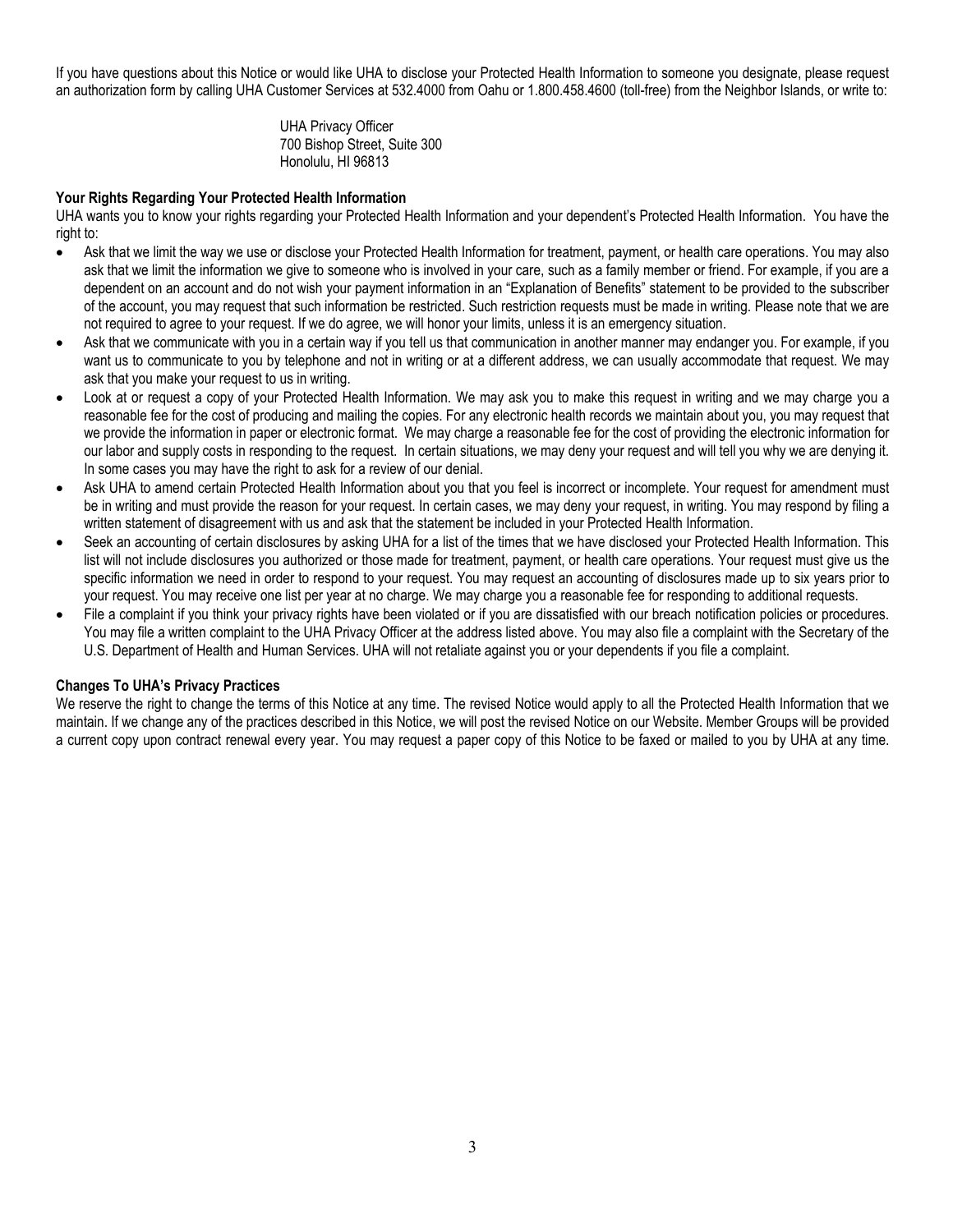If you have questions about this Notice or would like UHA to disclose your Protected Health Information to someone you designate, please request an authorization form by calling UHA Customer Services at 532.4000 from Oahu or 1.800.458.4600 (toll-free) from the Neighbor Islands, or write to:

UHA Privacy Officer
700 Bishop Street, Suite 300
Honolulu, HI 96813

**Your Rights Regarding Your Protected Health Information**

UHA wants you to know your rights regarding your Protected Health Information and your dependent's Protected Health Information. You have the right to:

- Ask that we limit the way we use or disclose your Protected Health Information for treatment, payment, or health care operations. You may also ask that we limit the information we give to someone who is involved in your care, such as a family member or friend. For example, if you are a dependent on an account and do not wish your payment information in an "Explanation of Benefits" statement to be provided to the subscriber of the account, you may request that such information be restricted. Such restriction requests must be made in writing. Please note that we are not required to agree to your request. If we do agree, we will honor your limits, unless it is an emergency situation.
- Ask that we communicate with you in a certain way if you tell us that communication in another manner may endanger you. For example, if you want us to communicate to you by telephone and not in writing or at a different address, we can usually accommodate that request. We may ask that you make your request to us in writing.
- Look at or request a copy of your Protected Health Information. We may ask you to make this request in writing and we may charge you a reasonable fee for the cost of producing and mailing the copies. For any electronic health records we maintain about you, you may request that we provide the information in paper or electronic format. We may charge a reasonable fee for the cost of providing the electronic information for our labor and supply costs in responding to the request. In certain situations, we may deny your request and will tell you why we are denying it. In some cases you may have the right to ask for a review of our denial.
- Ask UHA to amend certain Protected Health Information about you that you feel is incorrect or incomplete. Your request for amendment must be in writing and must provide the reason for your request. In certain cases, we may deny your request, in writing. You may respond by filing a written statement of disagreement with us and ask that the statement be included in your Protected Health Information.
- Seek an accounting of certain disclosures by asking UHA for a list of the times that we have disclosed your Protected Health Information. This list will not include disclosures you authorized or those made for treatment, payment, or health care operations. Your request must give us the specific information we need in order to respond to your request. You may request an accounting of disclosures made up to six years prior to your request. You may receive one list per year at no charge. We may charge you a reasonable fee for responding to additional requests.
- File a complaint if you think your privacy rights have been violated or if you are dissatisfied with our breach notification policies or procedures. You may file a written complaint to the UHA Privacy Officer at the address listed above. You may also file a complaint with the Secretary of the U.S. Department of Health and Human Services. UHA will not retaliate against you or your dependents if you file a complaint.

**Changes To UHA's Privacy Practices**

We reserve the right to change the terms of this Notice at any time. The revised Notice would apply to all the Protected Health Information that we maintain. If we change any of the practices described in this Notice, we will post the revised Notice on our Website. Member Groups will be provided a current copy upon contract renewal every year. You may request a paper copy of this Notice to be faxed or mailed to you by UHA at any time.